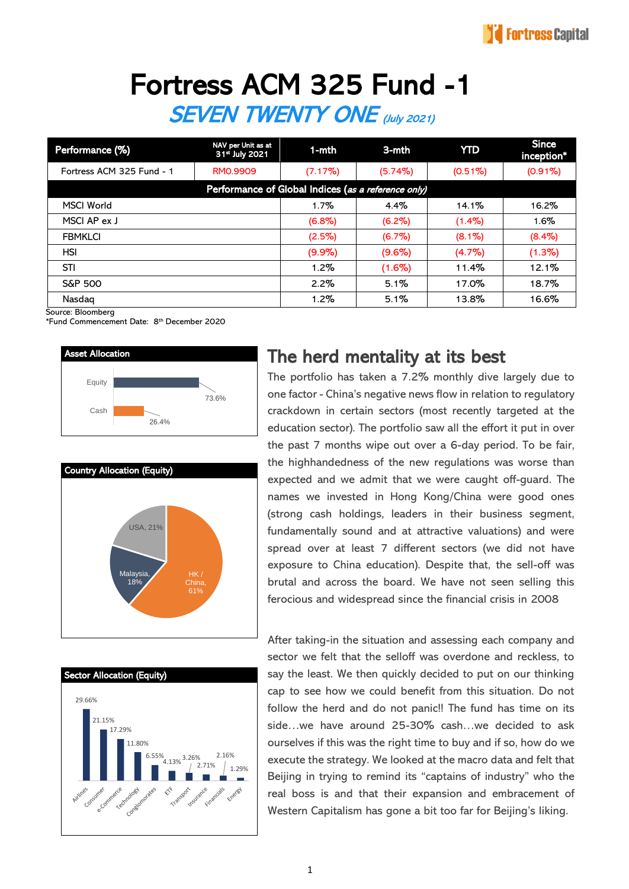# Fortress ACM 325 Fund -1

## *SEVEN TWENTY ONE* *(July 2021)*

| Performance (%) | NAV per Unit as at 31st July 2021 | 1-mth | 3-mth | YTD | Since inception* |
|---|---|---|---|---|---|
| Fortress ACM 325 Fund - 1 | RM0.9909 | (7.17%) | (5.74%) | (0.51%) | (0.91%) |
| **Performance of Global Indices** *(as a reference only)* | | | | | |
| MSCI World | | 1.7% | 4.4% | 14.1% | 16.2% |
| MSCI AP ex J | | (6.8%) | (6.2%) | (1.4%) | 1.6% |
| FBMKLCI | | (2.5%) | (6.7%) | (8.1%) | (8.4%) |
| HSI | | (9.9%) | (9.6%) | (4.7%) | (1.3%) |
| STI | | 1.2% | (1.6%) | 11.4% | 12.1% |
| S&P 500 | | 2.2% | 5.1% | 17.0% | 18.7% |
| Nasdaq | | 1.2% | 5.1% | 13.8% | 16.6% |

Source: Bloomberg
*Fund Commencement Date: 8th December 2020

**Asset Allocation**

| Asset | % |
|---|---|
| Equity | 73.6% |
| Cash | 26.4% |

**Country Allocation (Equity)**

| Country | % |
|---|---|
| HK / China | 61% |
| USA | 21% |
| Malaysia | 18% |

**Sector Allocation (Equity)**

| Sector | % |
|---|---|
| Airlines | 29.66% |
| Consumer | 21.15% |
| e-Commerce | 17.29% |
| Technology | 11.80% |
| Conglomerates | 6.55% |
| ETF | 4.13% |
| Transport | 3.26% |
| Insurance | 2.71% |
| Financials | 2.16% |
| Energy | 1.29% |

## The herd mentality at its best

The portfolio has taken a 7.2% monthly dive largely due to one factor - China's negative news flow in relation to regulatory crackdown in certain sectors (most recently targeted at the education sector). The portfolio saw all the effort it put in over the past 7 months wipe out over a 6-day period. To be fair, the highhandedness of the new regulations was worse than expected and we admit that we were caught off-guard. The names we invested in Hong Kong/China were good ones (strong cash holdings, leaders in their business segment, fundamentally sound and at attractive valuations) and were spread over at least 7 different sectors (we did not have exposure to China education). Despite that, the sell-off was brutal and across the board. We have not seen selling this ferocious and widespread since the financial crisis in 2008

After taking-in the situation and assessing each company and sector we felt that the selloff was overdone and reckless, to say the least. We then quickly decided to put on our thinking cap to see how we could benefit from this situation. Do not follow the herd and do not panic!! The fund has time on its side…we have around 25-30% cash…we decided to ask ourselves if this was the right time to buy and if so, how do we execute the strategy. We looked at the macro data and felt that Beijing in trying to remind its "captains of industry" who the real boss is and that their expansion and embracement of Western Capitalism has gone a bit too far for Beijing's liking.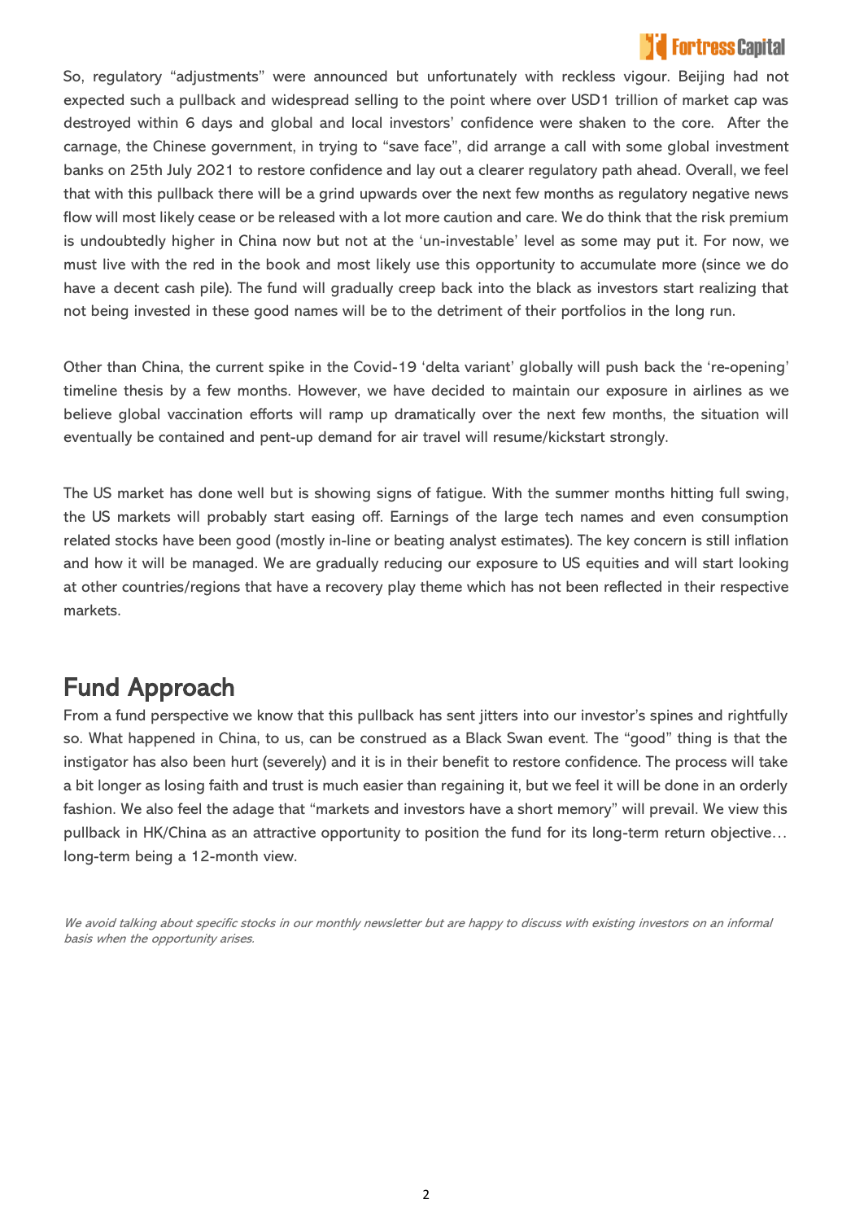So, regulatory "adjustments" were announced but unfortunately with reckless vigour. Beijing had not expected such a pullback and widespread selling to the point where over USD1 trillion of market cap was destroyed within 6 days and global and local investors' confidence were shaken to the core. After the carnage, the Chinese government, in trying to "save face", did arrange a call with some global investment banks on 25th July 2021 to restore confidence and lay out a clearer regulatory path ahead. Overall, we feel that with this pullback there will be a grind upwards over the next few months as regulatory negative news flow will most likely cease or be released with a lot more caution and care. We do think that the risk premium is undoubtedly higher in China now but not at the 'un-investable' level as some may put it. For now, we must live with the red in the book and most likely use this opportunity to accumulate more (since we do have a decent cash pile). The fund will gradually creep back into the black as investors start realizing that not being invested in these good names will be to the detriment of their portfolios in the long run.

Other than China, the current spike in the Covid-19 'delta variant' globally will push back the 're-opening' timeline thesis by a few months. However, we have decided to maintain our exposure in airlines as we believe global vaccination efforts will ramp up dramatically over the next few months, the situation will eventually be contained and pent-up demand for air travel will resume/kickstart strongly.

The US market has done well but is showing signs of fatigue. With the summer months hitting full swing, the US markets will probably start easing off. Earnings of the large tech names and even consumption related stocks have been good (mostly in-line or beating analyst estimates). The key concern is still inflation and how it will be managed. We are gradually reducing our exposure to US equities and will start looking at other countries/regions that have a recovery play theme which has not been reflected in their respective markets.

## Fund Approach

From a fund perspective we know that this pullback has sent jitters into our investor's spines and rightfully so. What happened in China, to us, can be construed as a Black Swan event. The "good" thing is that the instigator has also been hurt (severely) and it is in their benefit to restore confidence. The process will take a bit longer as losing faith and trust is much easier than regaining it, but we feel it will be done in an orderly fashion. We also feel the adage that "markets and investors have a short memory" will prevail. We view this pullback in HK/China as an attractive opportunity to position the fund for its long-term return objective… long-term being a 12-month view.

*We avoid talking about specific stocks in our monthly newsletter but are happy to discuss with existing investors on an informal basis when the opportunity arises.*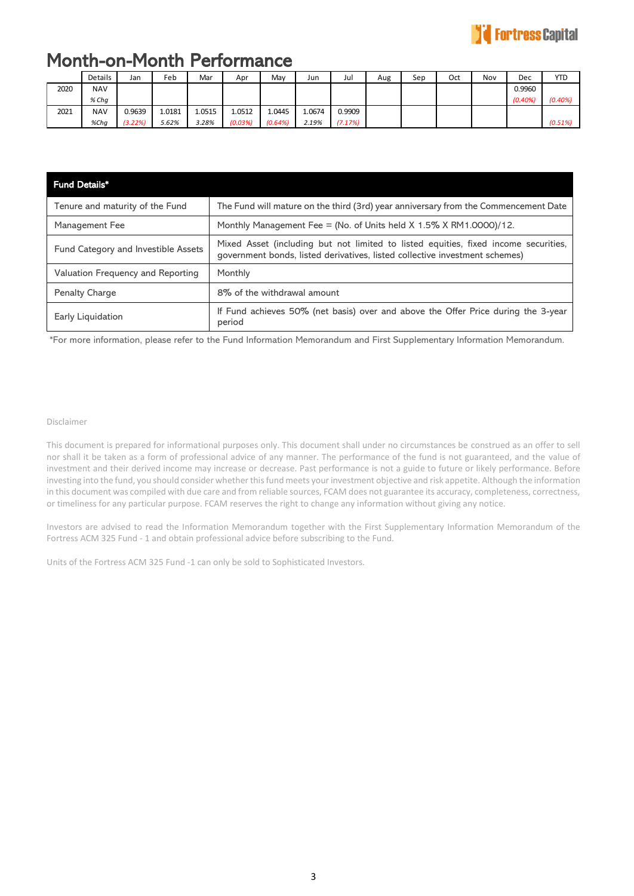# Month-on-Month Performance

| | Details | Jan | Feb | Mar | Apr | May | Jun | Jul | Aug | Sep | Oct | Nov | Dec | YTD |
|---|---|---|---|---|---|---|---|---|---|---|---|---|---|---|
| 2020 | NAV | | | | | | | | | | | | 0.9960 | |
| | *% Chg* | | | | | | | | | | | | *(0.40%)* | *(0.40%)* |
| 2021 | NAV | 0.9639 | 1.0181 | 1.0515 | 1.0512 | 1.0445 | 1.0674 | 0.9909 | | | | | | |
| | *%Chg* | *(3.22%)* | *5.62%* | *3.28%* | *(0.03%)* | *(0.64%)* | *2.19%* | *(7.17%)* | | | | | | *(0.51%)* |

| Fund Details* | |
|---|---|
| Tenure and maturity of the Fund | The Fund will mature on the third (3rd) year anniversary from the Commencement Date |
| Management Fee | Monthly Management Fee = (No. of Units held X 1.5% X RM1.0000)/12. |
| Fund Category and Investible Assets | Mixed Asset (including but not limited to listed equities, fixed income securities, government bonds, listed derivatives, listed collective investment schemes) |
| Valuation Frequency and Reporting | Monthly |
| Penalty Charge | 8% of the withdrawal amount |
| Early Liquidation | If Fund achieves 50% (net basis) over and above the Offer Price during the 3-year period |

*For more information, please refer to the Fund Information Memorandum and First Supplementary Information Memorandum.

Disclaimer

This document is prepared for informational purposes only. This document shall under no circumstances be construed as an offer to sell nor shall it be taken as a form of professional advice of any manner. The performance of the fund is not guaranteed, and the value of investment and their derived income may increase or decrease. Past performance is not a guide to future or likely performance. Before investing into the fund, you should consider whether this fund meets your investment objective and risk appetite. Although the information in this document was compiled with due care and from reliable sources, FCAM does not guarantee its accuracy, completeness, correctness, or timeliness for any particular purpose. FCAM reserves the right to change any information without giving any notice.

Investors are advised to read the Information Memorandum together with the First Supplementary Information Memorandum of the Fortress ACM 325 Fund - 1 and obtain professional advice before subscribing to the Fund.

Units of the Fortress ACM 325 Fund -1 can only be sold to Sophisticated Investors.